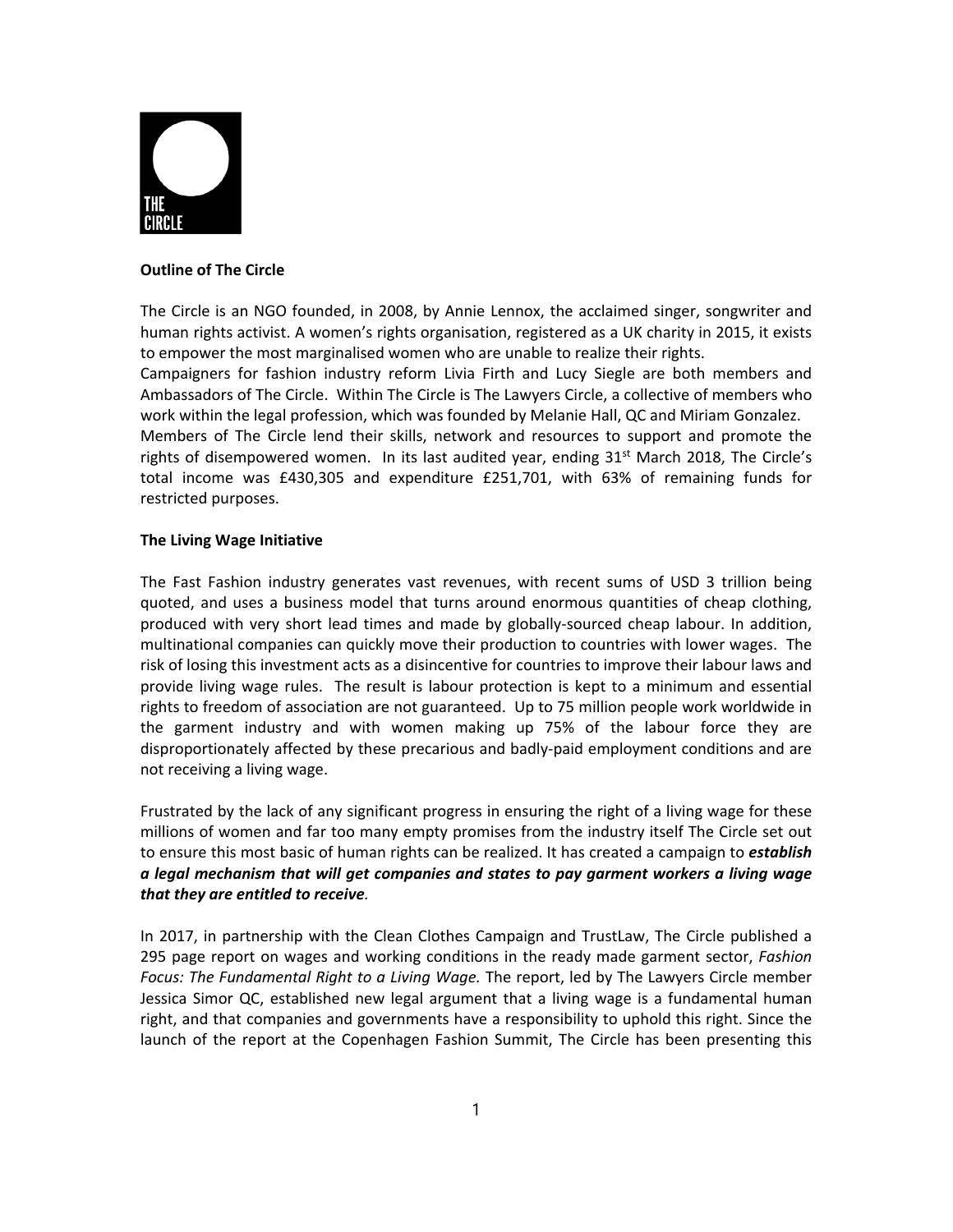**Outline of The Circle**

The Circle is an NGO founded, in 2008, by Annie Lennox, the acclaimed singer, songwriter and human rights activist. A women's rights organisation, registered as a UK charity in 2015, it exists to empower the most marginalised women who are unable to realize their rights.

Campaigners for fashion industry reform Livia Firth and Lucy Siegle are both members and Ambassadors of The Circle. Within The Circle is The Lawyers Circle, a collective of members who work within the legal profession, which was founded by Melanie Hall, QC and Miriam Gonzalez.

Members of The Circle lend their skills, network and resources to support and promote the rights of disempowered women. In its last audited year, ending 31st March 2018, The Circle's total income was £430,305 and expenditure £251,701, with 63% of remaining funds for restricted purposes.

**The Living Wage Initiative**

The Fast Fashion industry generates vast revenues, with recent sums of USD 3 trillion being quoted, and uses a business model that turns around enormous quantities of cheap clothing, produced with very short lead times and made by globally-sourced cheap labour. In addition, multinational companies can quickly move their production to countries with lower wages. The risk of losing this investment acts as a disincentive for countries to improve their labour laws and provide living wage rules. The result is labour protection is kept to a minimum and essential rights to freedom of association are not guaranteed. Up to 75 million people work worldwide in the garment industry and with women making up 75% of the labour force they are disproportionately affected by these precarious and badly-paid employment conditions and are not receiving a living wage.

Frustrated by the lack of any significant progress in ensuring the right of a living wage for these millions of women and far too many empty promises from the industry itself The Circle set out to ensure this most basic of human rights can be realized. It has created a campaign to ***establish a legal mechanism that will get companies and states to pay garment workers a living wage that they are entitled to receive***.

In 2017, in partnership with the Clean Clothes Campaign and TrustLaw, The Circle published a 295 page report on wages and working conditions in the ready made garment sector, *Fashion Focus: The Fundamental Right to a Living Wage.* The report, led by The Lawyers Circle member Jessica Simor QC, established new legal argument that a living wage is a fundamental human right, and that companies and governments have a responsibility to uphold this right. Since the launch of the report at the Copenhagen Fashion Summit, The Circle has been presenting this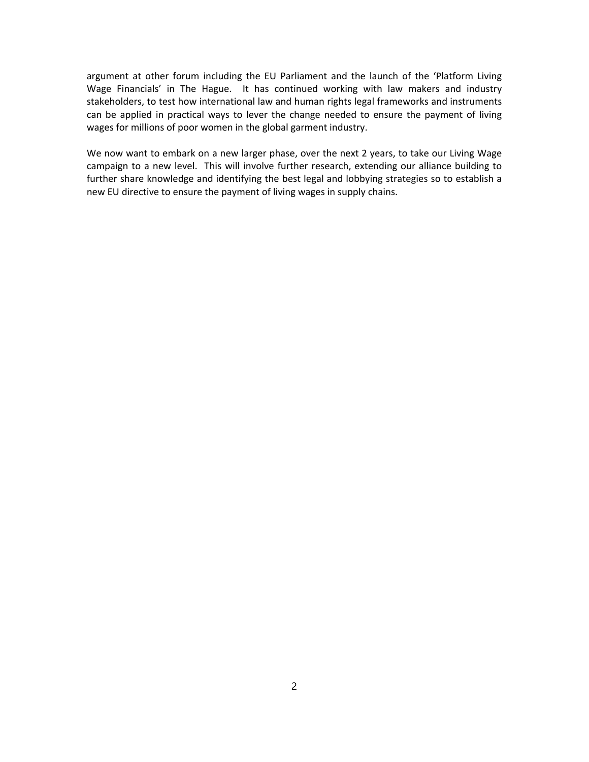argument at other forum including the EU Parliament and the launch of the 'Platform Living Wage Financials' in The Hague. It has continued working with law makers and industry stakeholders, to test how international law and human rights legal frameworks and instruments can be applied in practical ways to lever the change needed to ensure the payment of living wages for millions of poor women in the global garment industry.

We now want to embark on a new larger phase, over the next 2 years, to take our Living Wage campaign to a new level. This will involve further research, extending our alliance building to further share knowledge and identifying the best legal and lobbying strategies so to establish a new EU directive to ensure the payment of living wages in supply chains.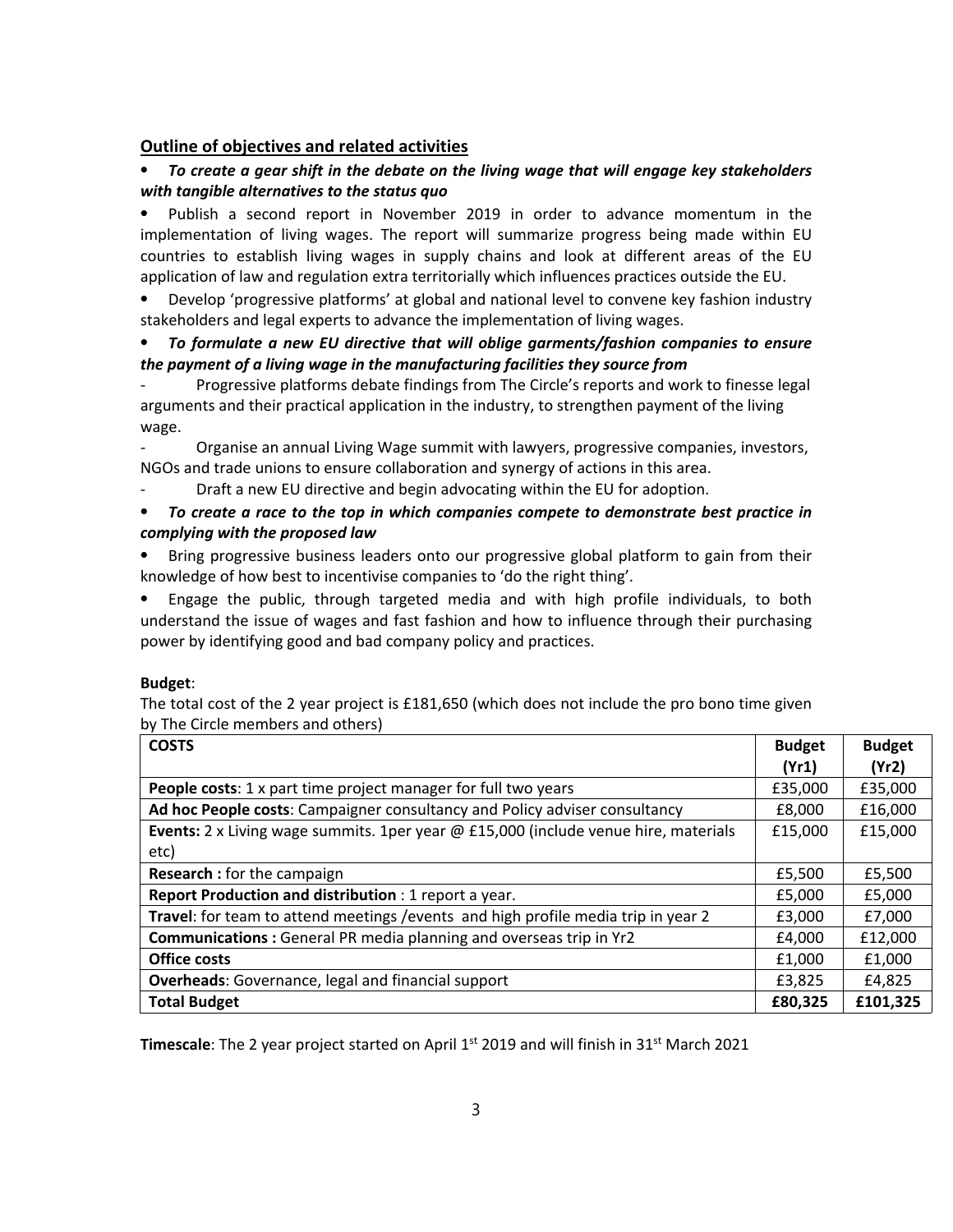## Outline of objectives and related activities

- ***To create a gear shift in the debate on the living wage that will engage key stakeholders with tangible alternatives to the status quo***
- Publish a second report in November 2019 in order to advance momentum in the implementation of living wages. The report will summarize progress being made within EU countries to establish living wages in supply chains and look at different areas of the EU application of law and regulation extra territorially which influences practices outside the EU.
- Develop 'progressive platforms' at global and national level to convene key fashion industry stakeholders and legal experts to advance the implementation of living wages.
- ***To formulate a new EU directive that will oblige garments/fashion companies to ensure the payment of a living wage in the manufacturing facilities they source from***

- Progressive platforms debate findings from The Circle's reports and work to finesse legal arguments and their practical application in the industry, to strengthen payment of the living wage.
- Organise an annual Living Wage summit with lawyers, progressive companies, investors, NGOs and trade unions to ensure collaboration and synergy of actions in this area.
- Draft a new EU directive and begin advocating within the EU for adoption.

- ***To create a race to the top in which companies compete to demonstrate best practice in complying with the proposed law***
- Bring progressive business leaders onto our progressive global platform to gain from their knowledge of how best to incentivise companies to 'do the right thing'.
- Engage the public, through targeted media and with high profile individuals, to both understand the issue of wages and fast fashion and how to influence through their purchasing power by identifying good and bad company policy and practices.

**Budget**:

The total cost of the 2 year project is £181,650 (which does not include the pro bono time given by The Circle members and others)

| COSTS | Budget (Yr1) | Budget (Yr2) |
|---|---|---|
| **People costs**: 1 x part time project manager for full two years | £35,000 | £35,000 |
| **Ad hoc People costs**: Campaigner consultancy and Policy adviser consultancy | £8,000 | £16,000 |
| **Events:** 2 x Living wage summits. 1per year @ £15,000 (include venue hire, materials etc) | £15,000 | £15,000 |
| **Research :** for the campaign | £5,500 | £5,500 |
| **Report Production and distribution** : 1 report a year. | £5,000 | £5,000 |
| **Travel**: for team to attend meetings /events and high profile media trip in year 2 | £3,000 | £7,000 |
| **Communications :** General PR media planning and overseas trip in Yr2 | £4,000 | £12,000 |
| **Office costs** | £1,000 | £1,000 |
| **Overheads**: Governance, legal and financial support | £3,825 | £4,825 |
| **Total Budget** | **£80,325** | **£101,325** |

**Timescale**: The 2 year project started on April 1st 2019 and will finish in 31st March 2021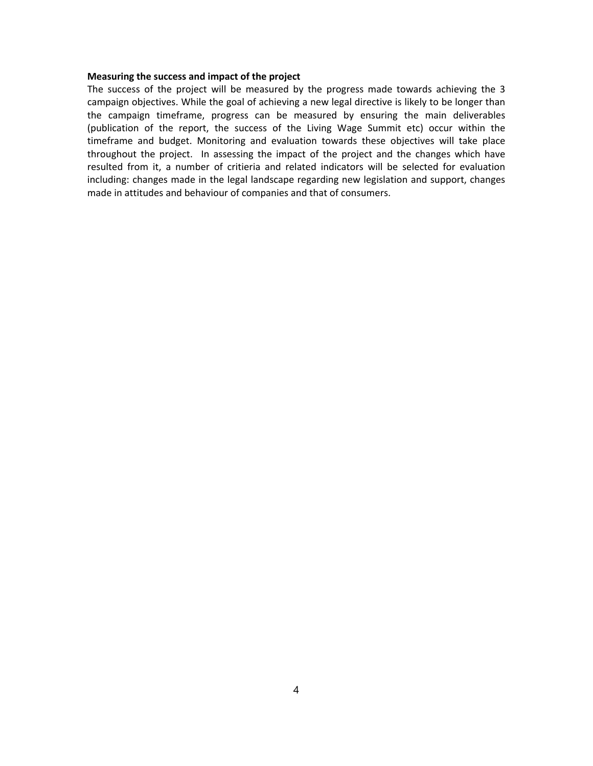**Measuring the success and impact of the project**

The success of the project will be measured by the progress made towards achieving the 3 campaign objectives. While the goal of achieving a new legal directive is likely to be longer than the campaign timeframe, progress can be measured by ensuring the main deliverables (publication of the report, the success of the Living Wage Summit etc) occur within the timeframe and budget. Monitoring and evaluation towards these objectives will take place throughout the project. In assessing the impact of the project and the changes which have resulted from it, a number of critieria and related indicators will be selected for evaluation including: changes made in the legal landscape regarding new legislation and support, changes made in attitudes and behaviour of companies and that of consumers.